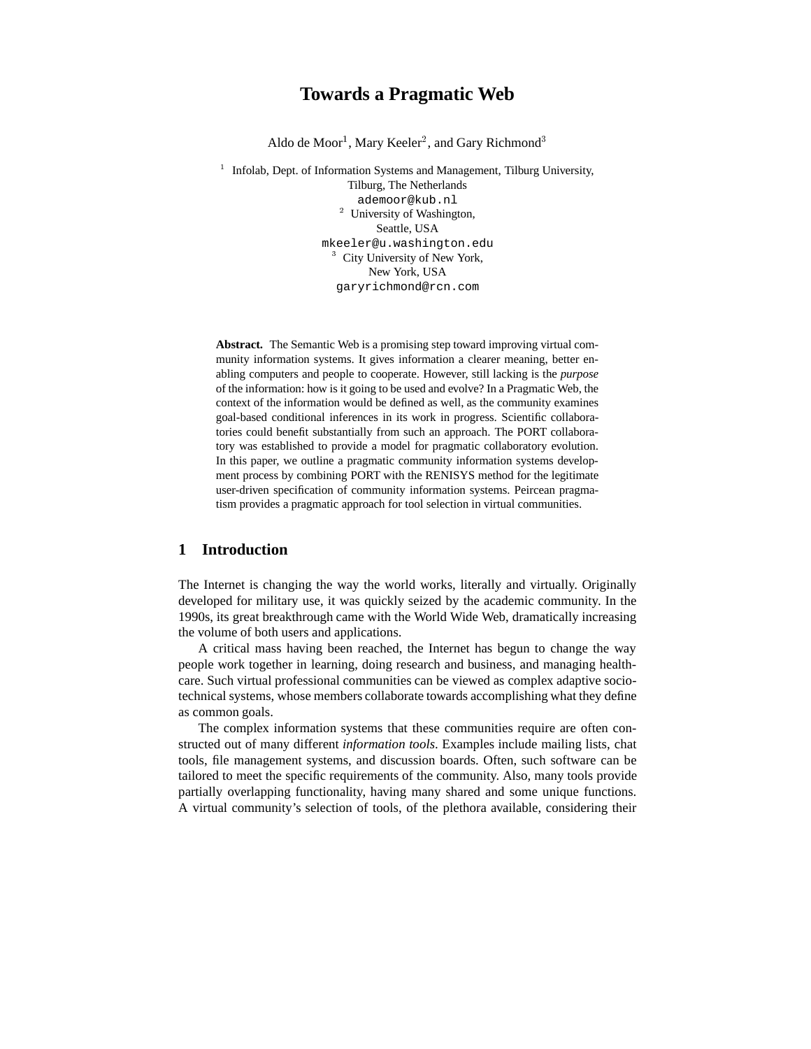# Towards a Pragmatic Web

Aldo de Moor[1], Mary Keeler[2], and Gary Richmond[3]

[1] Infolab, Dept. of Information Systems and Management, Tilburg University, Tilburg, The Netherlands
ademoor@kub.nl

[2] University of Washington, Seattle, USA
mkeeler@u.washington.edu

[3] City University of New York, New York, USA
garyrichmond@rcn.com

**Abstract.** The Semantic Web is a promising step toward improving virtual community information systems. It gives information a clearer meaning, better enabling computers and people to cooperate. However, still lacking is the *purpose* of the information: how is it going to be used and evolve? In a Pragmatic Web, the context of the information would be defined as well, as the community examines goal-based conditional inferences in its work in progress. Scientific collaboratories could benefit substantially from such an approach. The PORT collaboratory was established to provide a model for pragmatic collaboratory evolution. In this paper, we outline a pragmatic community information systems development process by combining PORT with the RENISYS method for the legitimate user-driven specification of community information systems. Peircean pragmatism provides a pragmatic approach for tool selection in virtual communities.

## 1 Introduction

The Internet is changing the way the world works, literally and virtually. Originally developed for military use, it was quickly seized by the academic community. In the 1990s, its great breakthrough came with the World Wide Web, dramatically increasing the volume of both users and applications.

A critical mass having been reached, the Internet has begun to change the way people work together in learning, doing research and business, and managing healthcare. Such virtual professional communities can be viewed as complex adaptive socio-technical systems, whose members collaborate towards accomplishing what they define as common goals.

The complex information systems that these communities require are often constructed out of many different *information tools*. Examples include mailing lists, chat tools, file management systems, and discussion boards. Often, such software can be tailored to meet the specific requirements of the community. Also, many tools provide partially overlapping functionality, having many shared and some unique functions. A virtual community's selection of tools, of the plethora available, considering their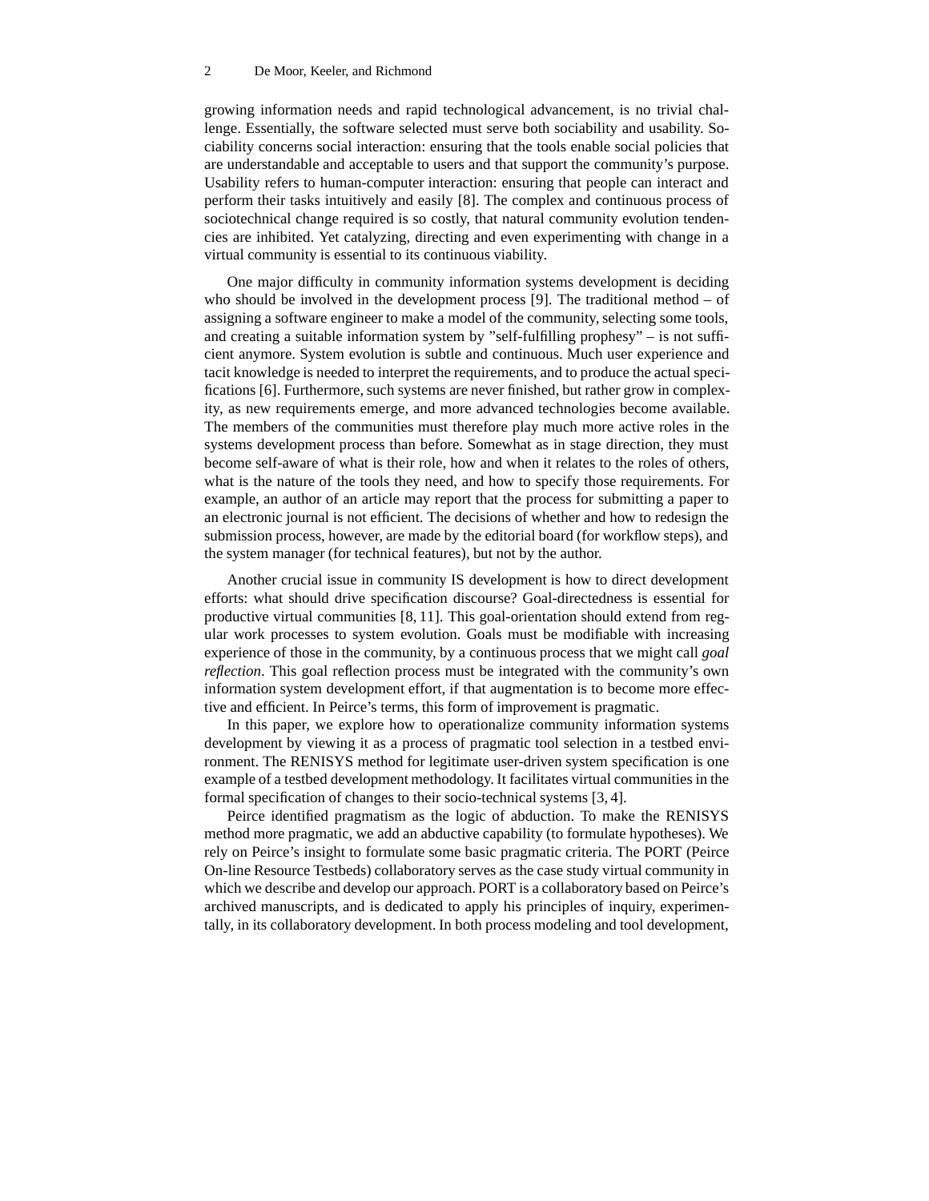growing information needs and rapid technological advancement, is no trivial challenge. Essentially, the software selected must serve both sociability and usability. Sociability concerns social interaction: ensuring that the tools enable social policies that are understandable and acceptable to users and that support the community's purpose. Usability refers to human-computer interaction: ensuring that people can interact and perform their tasks intuitively and easily [8]. The complex and continuous process of sociotechnical change required is so costly, that natural community evolution tendencies are inhibited. Yet catalyzing, directing and even experimenting with change in a virtual community is essential to its continuous viability.

One major difficulty in community information systems development is deciding who should be involved in the development process [9]. The traditional method – of assigning a software engineer to make a model of the community, selecting some tools, and creating a suitable information system by "self-fulfilling prophesy" – is not sufficient anymore. System evolution is subtle and continuous. Much user experience and tacit knowledge is needed to interpret the requirements, and to produce the actual specifications [6]. Furthermore, such systems are never finished, but rather grow in complexity, as new requirements emerge, and more advanced technologies become available. The members of the communities must therefore play much more active roles in the systems development process than before. Somewhat as in stage direction, they must become self-aware of what is their role, how and when it relates to the roles of others, what is the nature of the tools they need, and how to specify those requirements. For example, an author of an article may report that the process for submitting a paper to an electronic journal is not efficient. The decisions of whether and how to redesign the submission process, however, are made by the editorial board (for workflow steps), and the system manager (for technical features), but not by the author.

Another crucial issue in community IS development is how to direct development efforts: what should drive specification discourse? Goal-directedness is essential for productive virtual communities [8, 11]. This goal-orientation should extend from regular work processes to system evolution. Goals must be modifiable with increasing experience of those in the community, by a continuous process that we might call *goal reflection*. This goal reflection process must be integrated with the community's own information system development effort, if that augmentation is to become more effective and efficient. In Peirce's terms, this form of improvement is pragmatic.

In this paper, we explore how to operationalize community information systems development by viewing it as a process of pragmatic tool selection in a testbed environment. The RENISYS method for legitimate user-driven system specification is one example of a testbed development methodology. It facilitates virtual communities in the formal specification of changes to their socio-technical systems [3, 4].

Peirce identified pragmatism as the logic of abduction. To make the RENISYS method more pragmatic, we add an abductive capability (to formulate hypotheses). We rely on Peirce's insight to formulate some basic pragmatic criteria. The PORT (Peirce On-line Resource Testbeds) collaboratory serves as the case study virtual community in which we describe and develop our approach. PORT is a collaboratory based on Peirce's archived manuscripts, and is dedicated to apply his principles of inquiry, experimentally, in its collaboratory development. In both process modeling and tool development,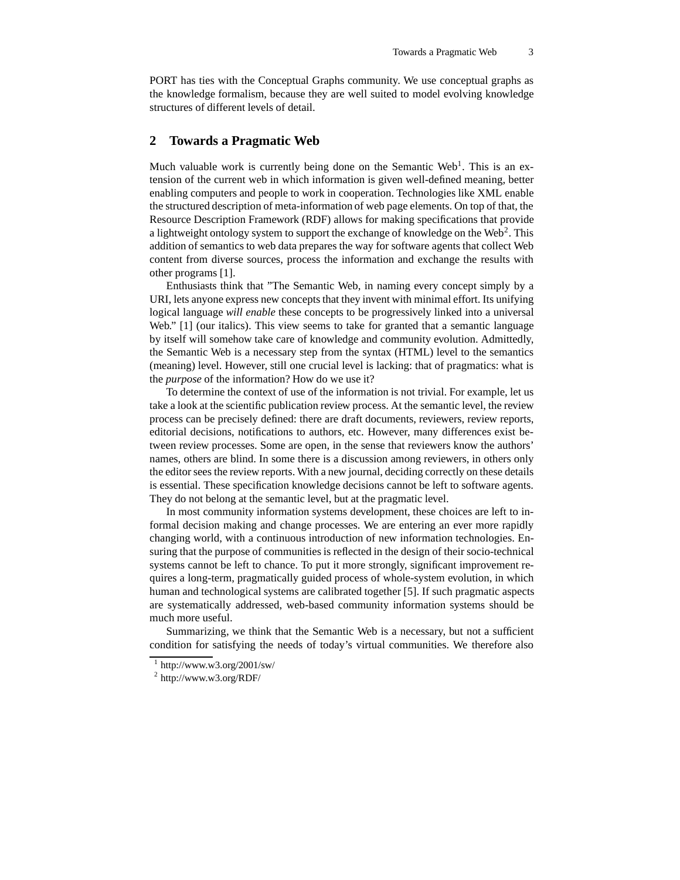PORT has ties with the Conceptual Graphs community. We use conceptual graphs as the knowledge formalism, because they are well suited to model evolving knowledge structures of different levels of detail.

## 2 Towards a Pragmatic Web

Much valuable work is currently being done on the Semantic Web[1]. This is an extension of the current web in which information is given well-defined meaning, better enabling computers and people to work in cooperation. Technologies like XML enable the structured description of meta-information of web page elements. On top of that, the Resource Description Framework (RDF) allows for making specifications that provide a lightweight ontology system to support the exchange of knowledge on the Web[2]. This addition of semantics to web data prepares the way for software agents that collect Web content from diverse sources, process the information and exchange the results with other programs [1].

Enthusiasts think that "The Semantic Web, in naming every concept simply by a URI, lets anyone express new concepts that they invent with minimal effort. Its unifying logical language *will enable* these concepts to be progressively linked into a universal Web." [1] (our italics). This view seems to take for granted that a semantic language by itself will somehow take care of knowledge and community evolution. Admittedly, the Semantic Web is a necessary step from the syntax (HTML) level to the semantics (meaning) level. However, still one crucial level is lacking: that of pragmatics: what is the *purpose* of the information? How do we use it?

To determine the context of use of the information is not trivial. For example, let us take a look at the scientific publication review process. At the semantic level, the review process can be precisely defined: there are draft documents, reviewers, review reports, editorial decisions, notifications to authors, etc. However, many differences exist between review processes. Some are open, in the sense that reviewers know the authors' names, others are blind. In some there is a discussion among reviewers, in others only the editor sees the review reports. With a new journal, deciding correctly on these details is essential. These specification knowledge decisions cannot be left to software agents. They do not belong at the semantic level, but at the pragmatic level.

In most community information systems development, these choices are left to informal decision making and change processes. We are entering an ever more rapidly changing world, with a continuous introduction of new information technologies. Ensuring that the purpose of communities is reflected in the design of their socio-technical systems cannot be left to chance. To put it more strongly, significant improvement requires a long-term, pragmatically guided process of whole-system evolution, in which human and technological systems are calibrated together [5]. If such pragmatic aspects are systematically addressed, web-based community information systems should be much more useful.

Summarizing, we think that the Semantic Web is a necessary, but not a sufficient condition for satisfying the needs of today's virtual communities. We therefore also

[1] http://www.w3.org/2001/sw/

[2] http://www.w3.org/RDF/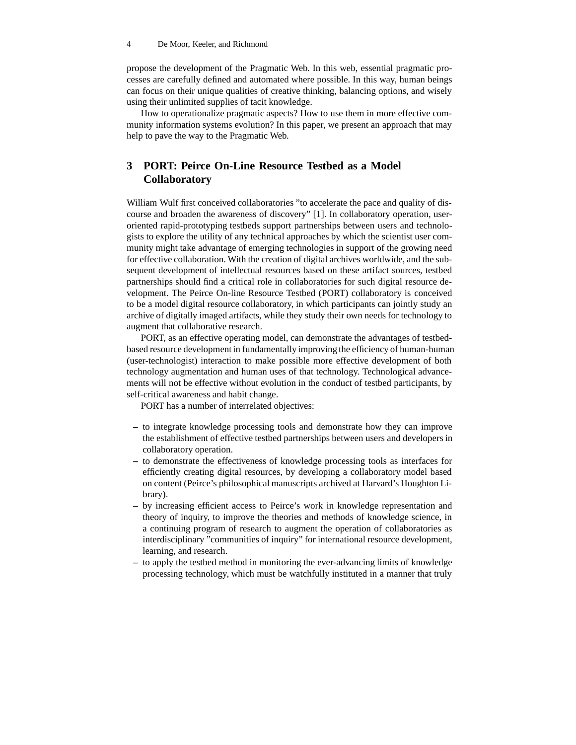propose the development of the Pragmatic Web. In this web, essential pragmatic processes are carefully defined and automated where possible. In this way, human beings can focus on their unique qualities of creative thinking, balancing options, and wisely using their unlimited supplies of tacit knowledge.

How to operationalize pragmatic aspects? How to use them in more effective community information systems evolution? In this paper, we present an approach that may help to pave the way to the Pragmatic Web.

## 3 PORT: Peirce On-Line Resource Testbed as a Model Collaboratory

William Wulf first conceived collaboratories "to accelerate the pace and quality of discourse and broaden the awareness of discovery" [1]. In collaboratory operation, user-oriented rapid-prototyping testbeds support partnerships between users and technologists to explore the utility of any technical approaches by which the scientist user community might take advantage of emerging technologies in support of the growing need for effective collaboration. With the creation of digital archives worldwide, and the subsequent development of intellectual resources based on these artifact sources, testbed partnerships should find a critical role in collaboratories for such digital resource development. The Peirce On-line Resource Testbed (PORT) collaboratory is conceived to be a model digital resource collaboratory, in which participants can jointly study an archive of digitally imaged artifacts, while they study their own needs for technology to augment that collaborative research.

PORT, as an effective operating model, can demonstrate the advantages of testbed-based resource development in fundamentally improving the efficiency of human-human (user-technologist) interaction to make possible more effective development of both technology augmentation and human uses of that technology. Technological advancements will not be effective without evolution in the conduct of testbed participants, by self-critical awareness and habit change.

PORT has a number of interrelated objectives:

- to integrate knowledge processing tools and demonstrate how they can improve the establishment of effective testbed partnerships between users and developers in collaboratory operation.
- to demonstrate the effectiveness of knowledge processing tools as interfaces for efficiently creating digital resources, by developing a collaboratory model based on content (Peirce's philosophical manuscripts archived at Harvard's Houghton Library).
- by increasing efficient access to Peirce's work in knowledge representation and theory of inquiry, to improve the theories and methods of knowledge science, in a continuing program of research to augment the operation of collaboratories as interdisciplinary "communities of inquiry" for international resource development, learning, and research.
- to apply the testbed method in monitoring the ever-advancing limits of knowledge processing technology, which must be watchfully instituted in a manner that truly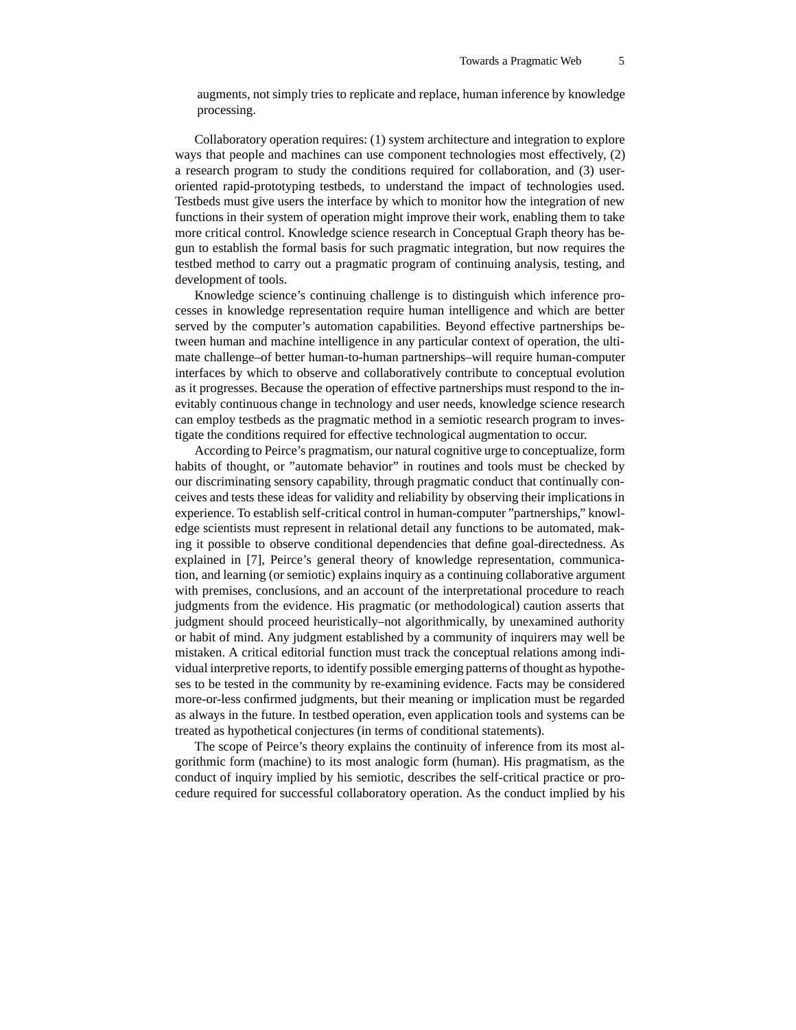augments, not simply tries to replicate and replace, human inference by knowledge processing.

Collaboratory operation requires: (1) system architecture and integration to explore ways that people and machines can use component technologies most effectively, (2) a research program to study the conditions required for collaboration, and (3) user-oriented rapid-prototyping testbeds, to understand the impact of technologies used. Testbeds must give users the interface by which to monitor how the integration of new functions in their system of operation might improve their work, enabling them to take more critical control. Knowledge science research in Conceptual Graph theory has begun to establish the formal basis for such pragmatic integration, but now requires the testbed method to carry out a pragmatic program of continuing analysis, testing, and development of tools.

Knowledge science's continuing challenge is to distinguish which inference processes in knowledge representation require human intelligence and which are better served by the computer's automation capabilities. Beyond effective partnerships between human and machine intelligence in any particular context of operation, the ultimate challenge–of better human-to-human partnerships–will require human-computer interfaces by which to observe and collaboratively contribute to conceptual evolution as it progresses. Because the operation of effective partnerships must respond to the inevitably continuous change in technology and user needs, knowledge science research can employ testbeds as the pragmatic method in a semiotic research program to investigate the conditions required for effective technological augmentation to occur.

According to Peirce's pragmatism, our natural cognitive urge to conceptualize, form habits of thought, or "automate behavior" in routines and tools must be checked by our discriminating sensory capability, through pragmatic conduct that continually conceives and tests these ideas for validity and reliability by observing their implications in experience. To establish self-critical control in human-computer "partnerships," knowledge scientists must represent in relational detail any functions to be automated, making it possible to observe conditional dependencies that define goal-directedness. As explained in [7], Peirce's general theory of knowledge representation, communication, and learning (or semiotic) explains inquiry as a continuing collaborative argument with premises, conclusions, and an account of the interpretational procedure to reach judgments from the evidence. His pragmatic (or methodological) caution asserts that judgment should proceed heuristically–not algorithmically, by unexamined authority or habit of mind. Any judgment established by a community of inquirers may well be mistaken. A critical editorial function must track the conceptual relations among individual interpretive reports, to identify possible emerging patterns of thought as hypotheses to be tested in the community by re-examining evidence. Facts may be considered more-or-less confirmed judgments, but their meaning or implication must be regarded as always in the future. In testbed operation, even application tools and systems can be treated as hypothetical conjectures (in terms of conditional statements).

The scope of Peirce's theory explains the continuity of inference from its most algorithmic form (machine) to its most analogic form (human). His pragmatism, as the conduct of inquiry implied by his semiotic, describes the self-critical practice or procedure required for successful collaboratory operation. As the conduct implied by his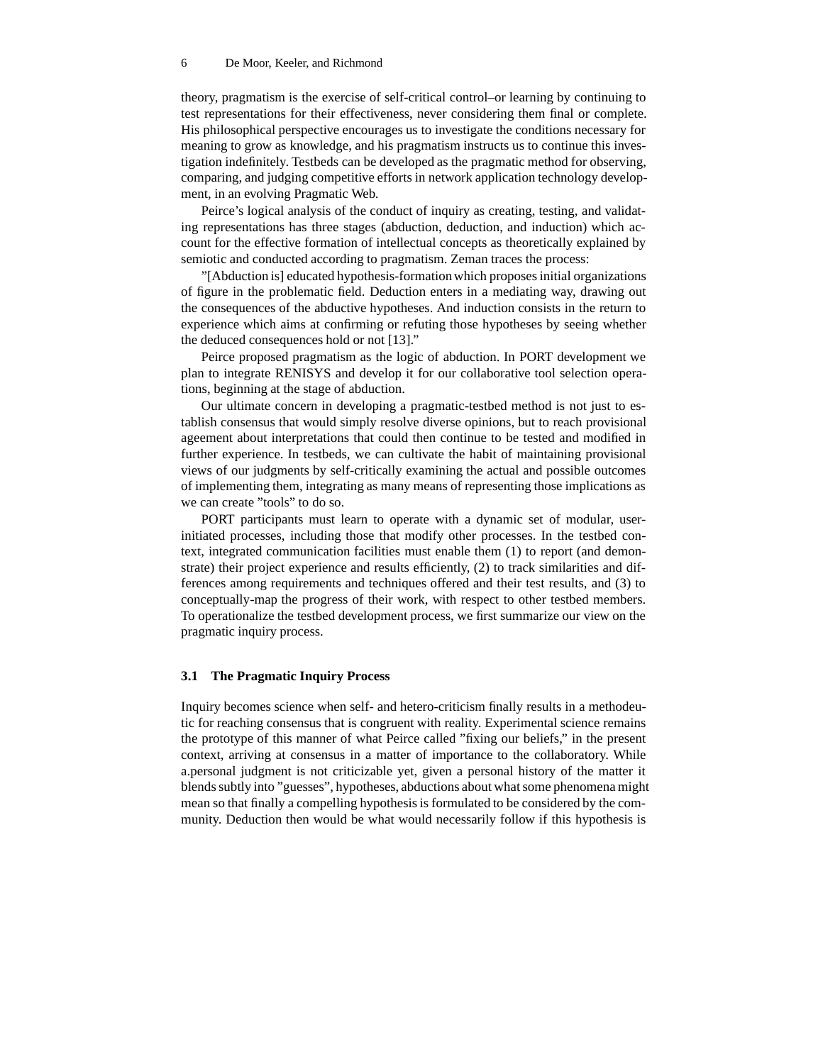theory, pragmatism is the exercise of self-critical control–or learning by continuing to test representations for their effectiveness, never considering them final or complete. His philosophical perspective encourages us to investigate the conditions necessary for meaning to grow as knowledge, and his pragmatism instructs us to continue this investigation indefinitely. Testbeds can be developed as the pragmatic method for observing, comparing, and judging competitive efforts in network application technology development, in an evolving Pragmatic Web.

Peirce's logical analysis of the conduct of inquiry as creating, testing, and validating representations has three stages (abduction, deduction, and induction) which account for the effective formation of intellectual concepts as theoretically explained by semiotic and conducted according to pragmatism. Zeman traces the process:

"[Abduction is] educated hypothesis-formation which proposes initial organizations of figure in the problematic field. Deduction enters in a mediating way, drawing out the consequences of the abductive hypotheses. And induction consists in the return to experience which aims at confirming or refuting those hypotheses by seeing whether the deduced consequences hold or not [13]."

Peirce proposed pragmatism as the logic of abduction. In PORT development we plan to integrate RENISYS and develop it for our collaborative tool selection operations, beginning at the stage of abduction.

Our ultimate concern in developing a pragmatic-testbed method is not just to establish consensus that would simply resolve diverse opinions, but to reach provisional ageement about interpretations that could then continue to be tested and modified in further experience. In testbeds, we can cultivate the habit of maintaining provisional views of our judgments by self-critically examining the actual and possible outcomes of implementing them, integrating as many means of representing those implications as we can create "tools" to do so.

PORT participants must learn to operate with a dynamic set of modular, user-initiated processes, including those that modify other processes. In the testbed context, integrated communication facilities must enable them (1) to report (and demonstrate) their project experience and results efficiently, (2) to track similarities and differences among requirements and techniques offered and their test results, and (3) to conceptually-map the progress of their work, with respect to other testbed members. To operationalize the testbed development process, we first summarize our view on the pragmatic inquiry process.

### 3.1 The Pragmatic Inquiry Process

Inquiry becomes science when self- and hetero-criticism finally results in a methodeutic for reaching consensus that is congruent with reality. Experimental science remains the prototype of this manner of what Peirce called "fixing our beliefs," in the present context, arriving at consensus in a matter of importance to the collaboratory. While a.personal judgment is not criticizable yet, given a personal history of the matter it blends subtly into "guesses", hypotheses, abductions about what some phenomena might mean so that finally a compelling hypothesis is formulated to be considered by the community. Deduction then would be what would necessarily follow if this hypothesis is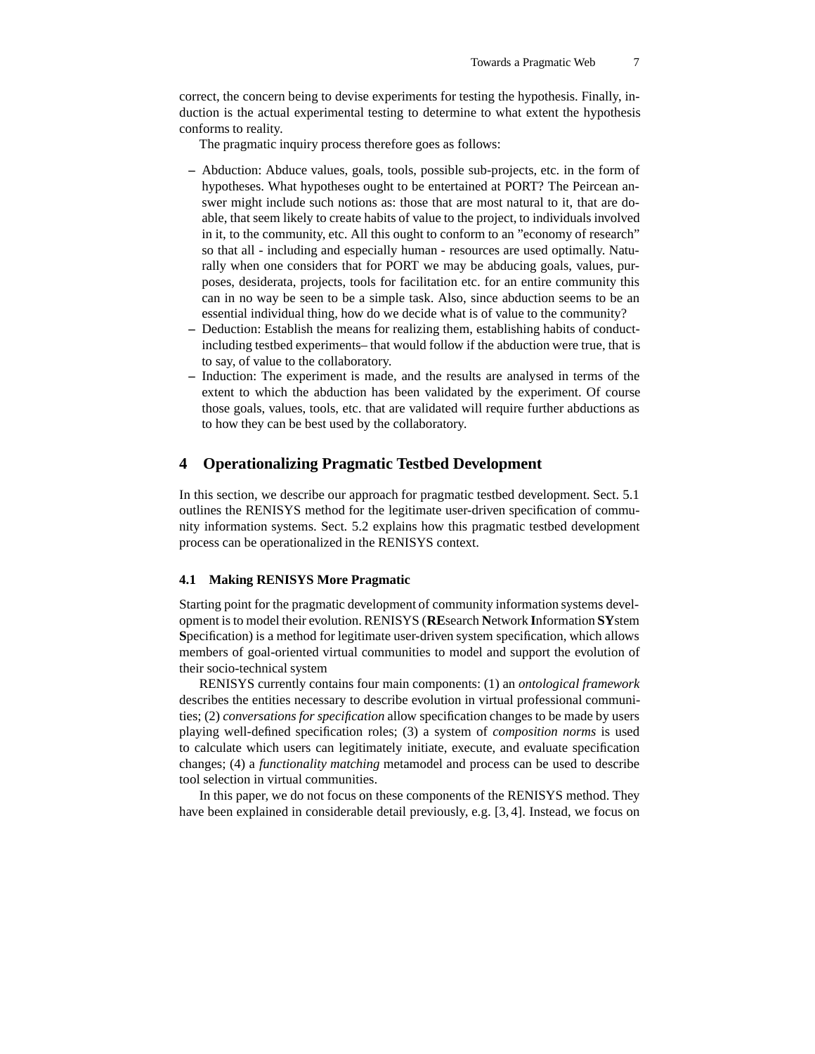correct, the concern being to devise experiments for testing the hypothesis. Finally, induction is the actual experimental testing to determine to what extent the hypothesis conforms to reality.

The pragmatic inquiry process therefore goes as follows:

- Abduction: Abduce values, goals, tools, possible sub-projects, etc. in the form of hypotheses. What hypotheses ought to be entertained at PORT? The Peircean answer might include such notions as: those that are most natural to it, that are doable, that seem likely to create habits of value to the project, to individuals involved in it, to the community, etc. All this ought to conform to an "economy of research" so that all - including and especially human - resources are used optimally. Naturally when one considers that for PORT we may be abducing goals, values, purposes, desiderata, projects, tools for facilitation etc. for an entire community this can in no way be seen to be a simple task. Also, since abduction seems to be an essential individual thing, how do we decide what is of value to the community?
- Deduction: Establish the means for realizing them, establishing habits of conduct- including testbed experiments– that would follow if the abduction were true, that is to say, of value to the collaboratory.
- Induction: The experiment is made, and the results are analysed in terms of the extent to which the abduction has been validated by the experiment. Of course those goals, values, tools, etc. that are validated will require further abductions as to how they can be best used by the collaboratory.

## 4 Operationalizing Pragmatic Testbed Development

In this section, we describe our approach for pragmatic testbed development. Sect. 5.1 outlines the RENISYS method for the legitimate user-driven specification of community information systems. Sect. 5.2 explains how this pragmatic testbed development process can be operationalized in the RENISYS context.

### 4.1 Making RENISYS More Pragmatic

Starting point for the pragmatic development of community information systems development is to model their evolution. RENISYS (**RE**search **N**etwork **I**nformation **SY**stem **S**pecification) is a method for legitimate user-driven system specification, which allows members of goal-oriented virtual communities to model and support the evolution of their socio-technical system

RENISYS currently contains four main components: (1) an *ontological framework* describes the entities necessary to describe evolution in virtual professional communities; (2) *conversations for specification* allow specification changes to be made by users playing well-defined specification roles; (3) a system of *composition norms* is used to calculate which users can legitimately initiate, execute, and evaluate specification changes; (4) a *functionality matching* metamodel and process can be used to describe tool selection in virtual communities.

In this paper, we do not focus on these components of the RENISYS method. They have been explained in considerable detail previously, e.g. [3, 4]. Instead, we focus on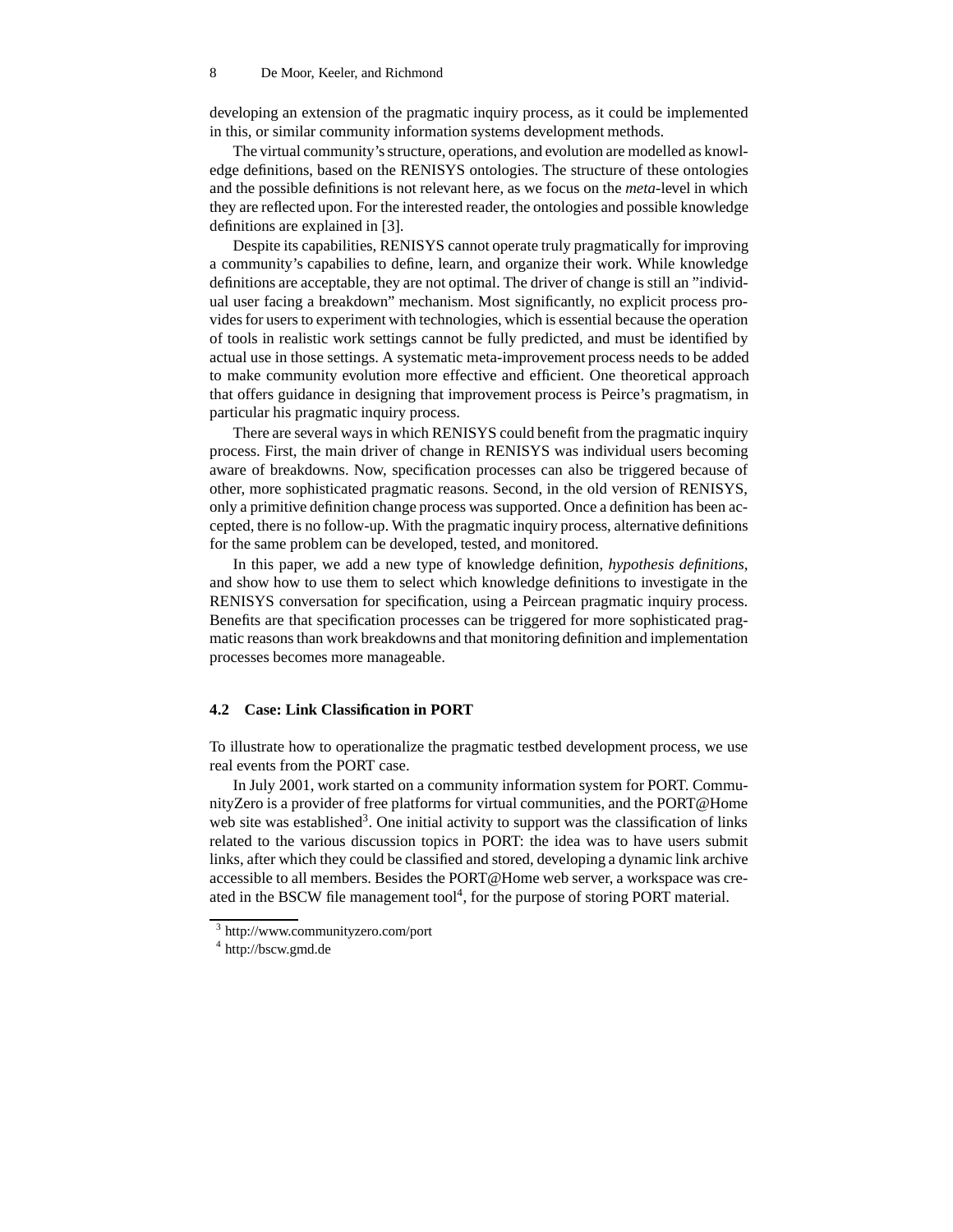developing an extension of the pragmatic inquiry process, as it could be implemented in this, or similar community information systems development methods.

The virtual community's structure, operations, and evolution are modelled as knowledge definitions, based on the RENISYS ontologies. The structure of these ontologies and the possible definitions is not relevant here, as we focus on the *meta*-level in which they are reflected upon. For the interested reader, the ontologies and possible knowledge definitions are explained in [3].

Despite its capabilities, RENISYS cannot operate truly pragmatically for improving a community's capabilities to define, learn, and organize their work. While knowledge definitions are acceptable, they are not optimal. The driver of change is still an "individual user facing a breakdown" mechanism. Most significantly, no explicit process provides for users to experiment with technologies, which is essential because the operation of tools in realistic work settings cannot be fully predicted, and must be identified by actual use in those settings. A systematic meta-improvement process needs to be added to make community evolution more effective and efficient. One theoretical approach that offers guidance in designing that improvement process is Peirce's pragmatism, in particular his pragmatic inquiry process.

There are several ways in which RENISYS could benefit from the pragmatic inquiry process. First, the main driver of change in RENISYS was individual users becoming aware of breakdowns. Now, specification processes can also be triggered because of other, more sophisticated pragmatic reasons. Second, in the old version of RENISYS, only a primitive definition change process was supported. Once a definition has been accepted, there is no follow-up. With the pragmatic inquiry process, alternative definitions for the same problem can be developed, tested, and monitored.

In this paper, we add a new type of knowledge definition, *hypothesis definitions*, and show how to use them to select which knowledge definitions to investigate in the RENISYS conversation for specification, using a Peircean pragmatic inquiry process. Benefits are that specification processes can be triggered for more sophisticated pragmatic reasons than work breakdowns and that monitoring definition and implementation processes becomes more manageable.

### 4.2 Case: Link Classification in PORT

To illustrate how to operationalize the pragmatic testbed development process, we use real events from the PORT case.

In July 2001, work started on a community information system for PORT. CommunityZero is a provider of free platforms for virtual communities, and the PORT@Home web site was established[3]. One initial activity to support was the classification of links related to the various discussion topics in PORT: the idea was to have users submit links, after which they could be classified and stored, developing a dynamic link archive accessible to all members. Besides the PORT@Home web server, a workspace was created in the BSCW file management tool[4], for the purpose of storing PORT material.

[3] http://www.communityzero.com/port

[4] http://bscw.gmd.de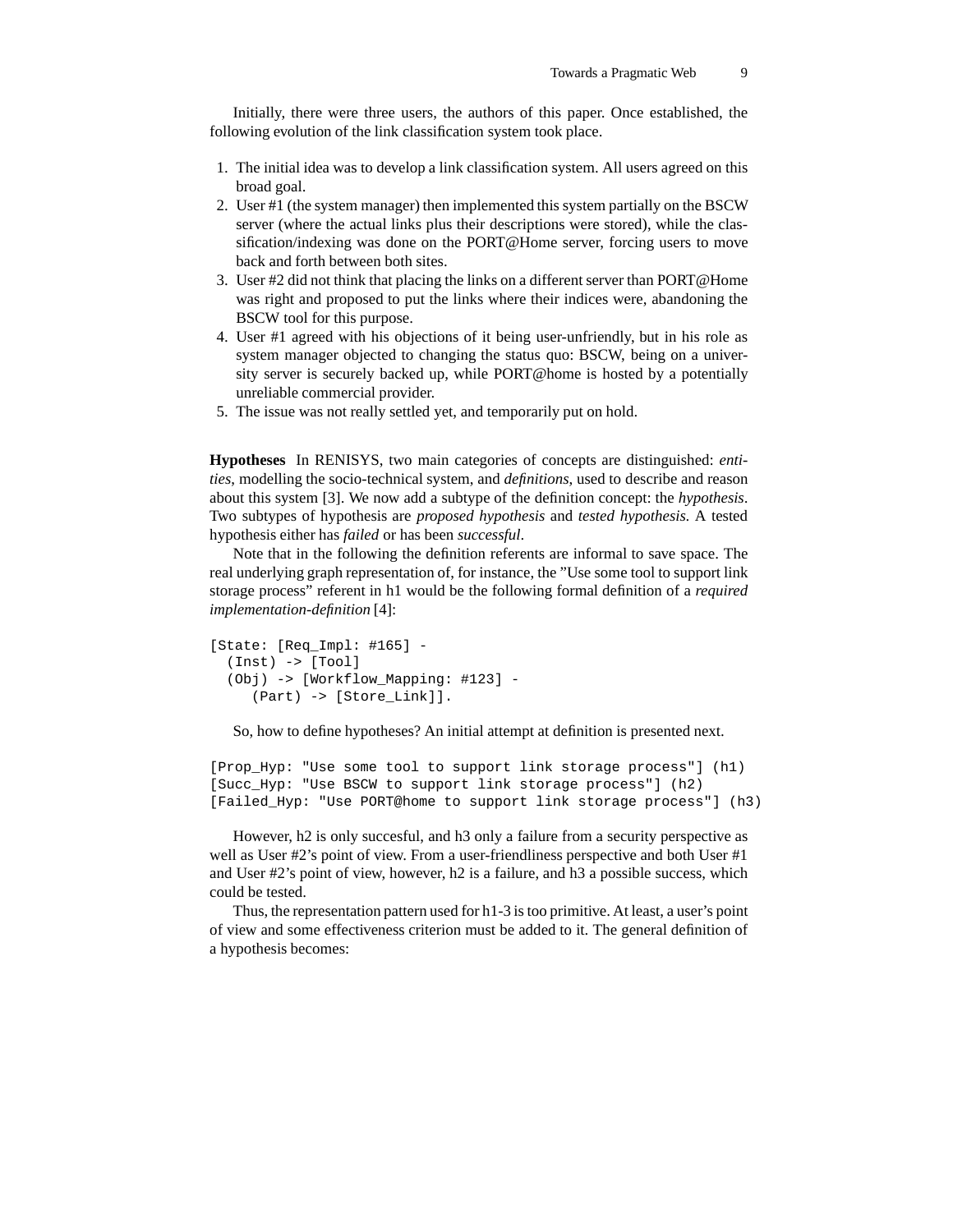Initially, there were three users, the authors of this paper. Once established, the following evolution of the link classification system took place.

1. The initial idea was to develop a link classification system. All users agreed on this broad goal.
2. User #1 (the system manager) then implemented this system partially on the BSCW server (where the actual links plus their descriptions were stored), while the classification/indexing was done on the PORT@Home server, forcing users to move back and forth between both sites.
3. User #2 did not think that placing the links on a different server than PORT@Home was right and proposed to put the links where their indices were, abandoning the BSCW tool for this purpose.
4. User #1 agreed with his objections of it being user-unfriendly, but in his role as system manager objected to changing the status quo: BSCW, being on a university server is securely backed up, while PORT@home is hosted by a potentially unreliable commercial provider.
5. The issue was not really settled yet, and temporarily put on hold.

**Hypotheses** In RENISYS, two main categories of concepts are distinguished: *entities*, modelling the socio-technical system, and *definitions*, used to describe and reason about this system [3]. We now add a subtype of the definition concept: the *hypothesis*. Two subtypes of hypothesis are *proposed hypothesis* and *tested hypothesis*. A tested hypothesis either has *failed* or has been *successful*.

Note that in the following the definition referents are informal to save space. The real underlying graph representation of, for instance, the "Use some tool to support link storage process" referent in h1 would be the following formal definition of a *required implementation-definition* [4]:

```
[State: [Req_Impl: #165] -
  (Inst) -> [Tool]
  (Obj) -> [Workflow_Mapping: #123] -
     (Part) -> [Store_Link]].
```

So, how to define hypotheses? An initial attempt at definition is presented next.

```
[Prop_Hyp: "Use some tool to support link storage process"] (h1)
[Succ_Hyp: "Use BSCW to support link storage process"] (h2)
[Failed_Hyp: "Use PORT@home to support link storage process"] (h3)
```

However, h2 is only succesful, and h3 only a failure from a security perspective as well as User #2's point of view. From a user-friendliness perspective and both User #1 and User #2's point of view, however, h2 is a failure, and h3 a possible success, which could be tested.

Thus, the representation pattern used for h1-3 is too primitive. At least, a user's point of view and some effectiveness criterion must be added to it. The general definition of a hypothesis becomes: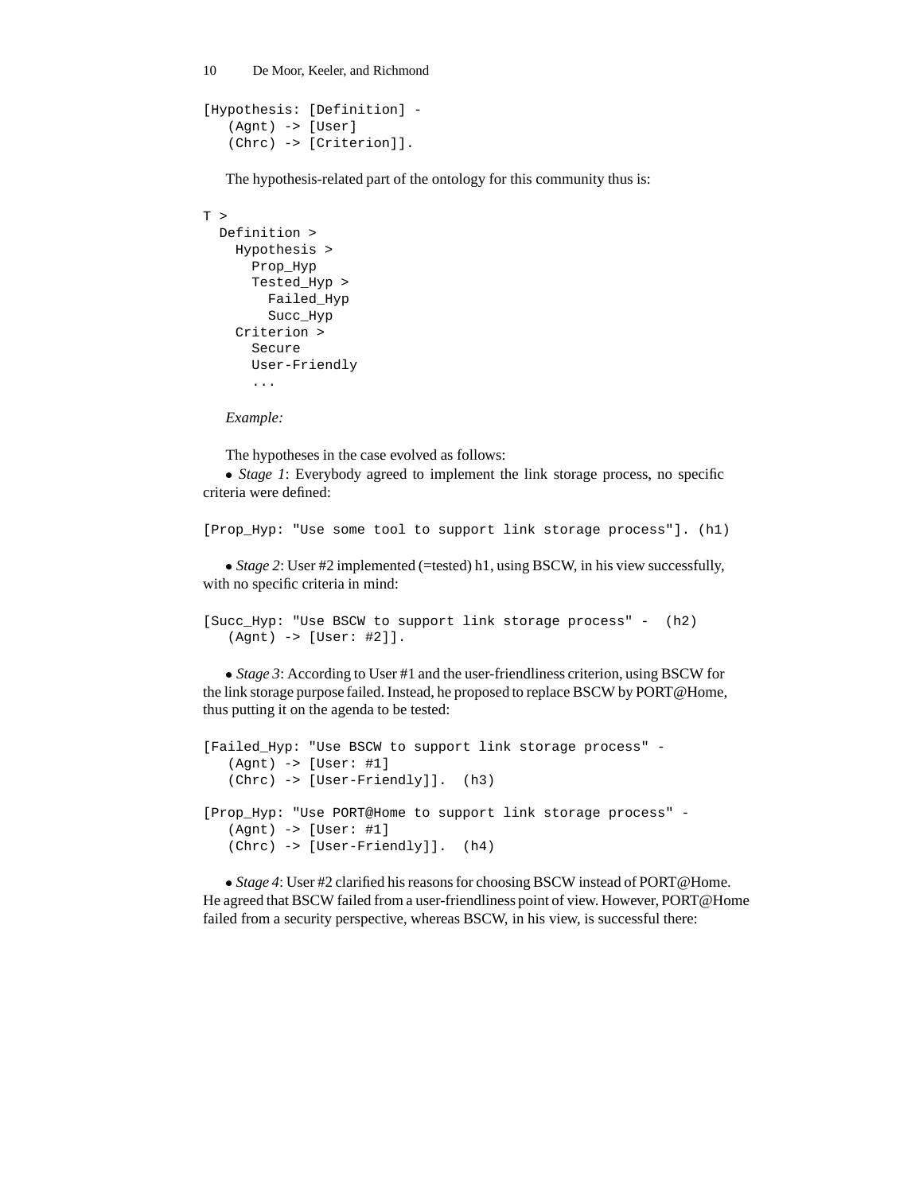```
[Hypothesis: [Definition] -
   (Agnt) -> [User]
   (Chrc) -> [Criterion]].
```

The hypothesis-related part of the ontology for this community thus is:

```
T >
  Definition >
    Hypothesis >
      Prop_Hyp
      Tested_Hyp >
        Failed_Hyp
        Succ_Hyp
    Criterion >
      Secure
      User-Friendly
      ...
```

*Example:*

The hypotheses in the case evolved as follows:

- *Stage 1*: Everybody agreed to implement the link storage process, no specific criteria were defined:

```
[Prop_Hyp: "Use some tool to support link storage process"]. (h1)
```

- *Stage 2*: User #2 implemented (=tested) h1, using BSCW, in his view successfully, with no specific criteria in mind:

```
[Succ_Hyp: "Use BSCW to support link storage process" -  (h2)
   (Agnt) -> [User: #2]].
```

- *Stage 3*: According to User #1 and the user-friendliness criterion, using BSCW for the link storage purpose failed. Instead, he proposed to replace BSCW by PORT@Home, thus putting it on the agenda to be tested:

```
[Failed_Hyp: "Use BSCW to support link storage process" -
   (Agnt) -> [User: #1]
   (Chrc) -> [User-Friendly]].  (h3)

[Prop_Hyp: "Use PORT@Home to support link storage process" -
   (Agnt) -> [User: #1]
   (Chrc) -> [User-Friendly]].  (h4)
```

- *Stage 4*: User #2 clarified his reasons for choosing BSCW instead of PORT@Home. He agreed that BSCW failed from a user-friendliness point of view. However, PORT@Home failed from a security perspective, whereas BSCW, in his view, is successful there: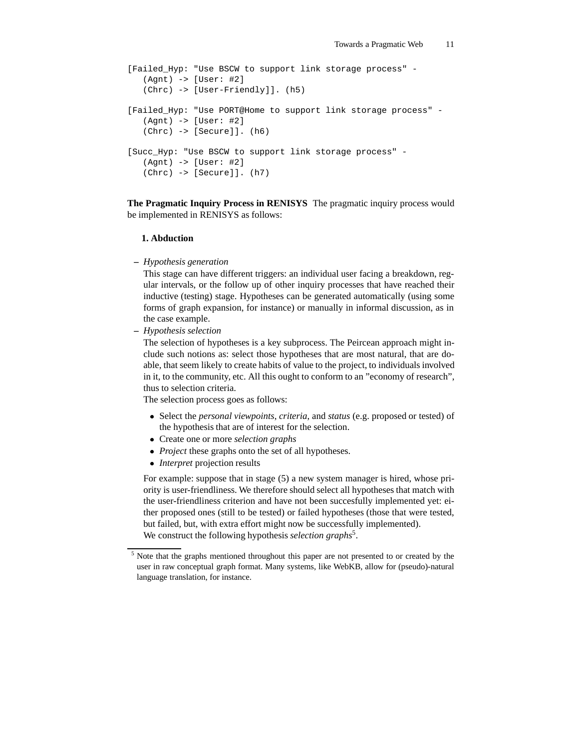```
[Failed_Hyp: "Use BSCW to support link storage process" -
   (Agnt) -> [User: #2]
   (Chrc) -> [User-Friendly]]. (h5)

[Failed_Hyp: "Use PORT@Home to support link storage process" -
   (Agnt) -> [User: #2]
   (Chrc) -> [Secure]]. (h6)

[Succ_Hyp: "Use BSCW to support link storage process" -
   (Agnt) -> [User: #2]
   (Chrc) -> [Secure]]. (h7)
```

**The Pragmatic Inquiry Process in RENISYS** The pragmatic inquiry process would be implemented in RENISYS as follows:

**1. Abduction**

– *Hypothesis generation*

This stage can have different triggers: an individual user facing a breakdown, regular intervals, or the follow up of other inquiry processes that have reached their inductive (testing) stage. Hypotheses can be generated automatically (using some forms of graph expansion, for instance) or manually in informal discussion, as in the case example.

– *Hypothesis selection*

The selection of hypotheses is a key subprocess. The Peircean approach might include such notions as: select those hypotheses that are most natural, that are doable, that seem likely to create habits of value to the project, to individuals involved in it, to the community, etc. All this ought to conform to an "economy of research", thus to selection criteria.

The selection process goes as follows:

- Select the *personal viewpoints*, *criteria*, and *status* (e.g. proposed or tested) of the hypothesis that are of interest for the selection.
- Create one or more *selection graphs*
- *Project* these graphs onto the set of all hypotheses.
- *Interpret* projection results

For example: suppose that in stage (5) a new system manager is hired, whose priority is user-friendliness. We therefore should select all hypotheses that match with the user-friendliness criterion and have not been succesfully implemented yet: either proposed ones (still to be tested) or failed hypotheses (those that were tested, but failed, but, with extra effort might now be successfully implemented).

We construct the following hypothesis *selection graphs*[5].

[5] Note that the graphs mentioned throughout this paper are not presented to or created by the user in raw conceptual graph format. Many systems, like WebKB, allow for (pseudo)-natural language translation, for instance.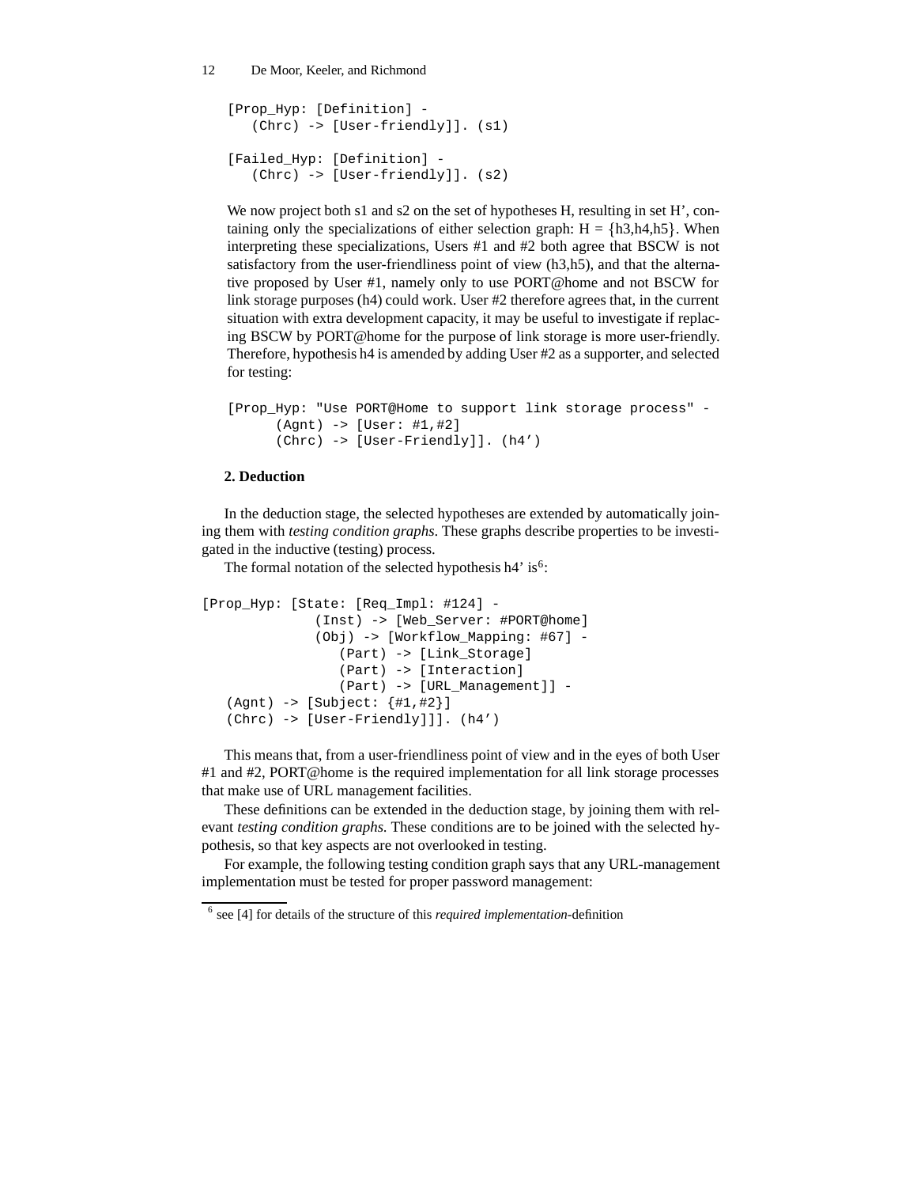```
[Prop_Hyp: [Definition] -
   (Chrc) -> [User-friendly]]. (s1)

[Failed_Hyp: [Definition] -
   (Chrc) -> [User-friendly]]. (s2)
```

We now project both s1 and s2 on the set of hypotheses H, resulting in set H', containing only the specializations of either selection graph: H = {h3,h4,h5}. When interpreting these specializations, Users #1 and #2 both agree that BSCW is not satisfactory from the user-friendliness point of view (h3,h5), and that the alternative proposed by User #1, namely only to use PORT@home and not BSCW for link storage purposes (h4) could work. User #2 therefore agrees that, in the current situation with extra development capacity, it may be useful to investigate if replacing BSCW by PORT@home for the purpose of link storage is more user-friendly. Therefore, hypothesis h4 is amended by adding User #2 as a supporter, and selected for testing:

```
[Prop_Hyp: "Use PORT@Home to support link storage process" -
      (Agnt) -> [User: #1,#2]
      (Chrc) -> [User-Friendly]]. (h4')
```

**2. Deduction**

In the deduction stage, the selected hypotheses are extended by automatically joining them with *testing condition graphs*. These graphs describe properties to be investigated in the inductive (testing) process.

The formal notation of the selected hypothesis h4' is[6]:

```
[Prop_Hyp: [State: [Req_Impl: #124] -
              (Inst) -> [Web_Server: #PORT@home]
              (Obj) -> [Workflow_Mapping: #67] -
                 (Part) -> [Link_Storage]
                 (Part) -> [Interaction]
                 (Part) -> [URL_Management]] -
   (Agnt) -> [Subject: {#1,#2}]
   (Chrc) -> [User-Friendly]]]. (h4')
```

This means that, from a user-friendliness point of view and in the eyes of both User #1 and #2, PORT@home is the required implementation for all link storage processes that make use of URL management facilities.

These definitions can be extended in the deduction stage, by joining them with relevant *testing condition graphs.* These conditions are to be joined with the selected hypothesis, so that key aspects are not overlooked in testing.

For example, the following testing condition graph says that any URL-management implementation must be tested for proper password management:

[6] see [4] for details of the structure of this *required implementation*-definition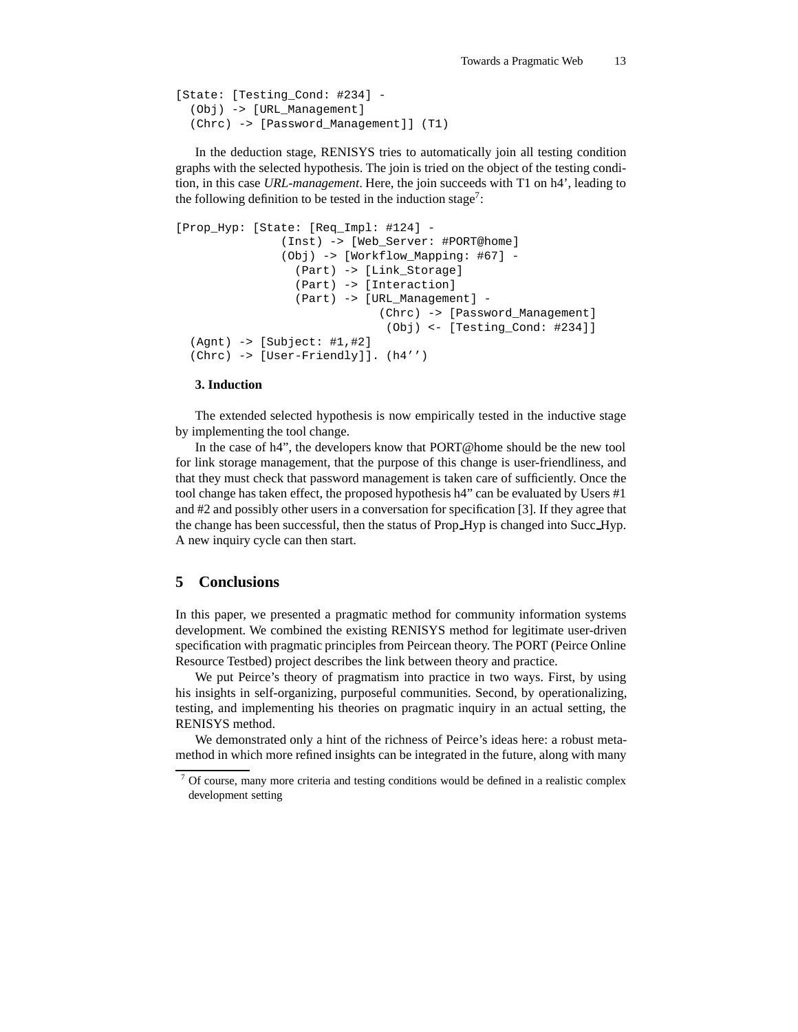```
[State: [Testing_Cond: #234] -
  (Obj) -> [URL_Management]
  (Chrc) -> [Password_Management]] (T1)
```

In the deduction stage, RENISYS tries to automatically join all testing condition graphs with the selected hypothesis. The join is tried on the object of the testing condition, in this case *URL-management*. Here, the join succeeds with T1 on h4', leading to the following definition to be tested in the induction stage[7]:

```
[Prop_Hyp: [State: [Req_Impl: #124] -
               (Inst) -> [Web_Server: #PORT@home]
               (Obj) -> [Workflow_Mapping: #67] -
                 (Part) -> [Link_Storage]
                 (Part) -> [Interaction]
                 (Part) -> [URL_Management] -
                             (Chrc) -> [Password_Management]
                              (Obj) <- [Testing_Cond: #234]]
  (Agnt) -> [Subject: #1,#2]
  (Chrc) -> [User-Friendly]]. (h4'')
```

**3. Induction**

The extended selected hypothesis is now empirically tested in the inductive stage by implementing the tool change.

In the case of h4", the developers know that PORT@home should be the new tool for link storage management, that the purpose of this change is user-friendliness, and that they must check that password management is taken care of sufficiently. Once the tool change has taken effect, the proposed hypothesis h4" can be evaluated by Users #1 and #2 and possibly other users in a conversation for specification [3]. If they agree that the change has been successful, then the status of Prop_Hyp is changed into Succ_Hyp. A new inquiry cycle can then start.

## 5 Conclusions

In this paper, we presented a pragmatic method for community information systems development. We combined the existing RENISYS method for legitimate user-driven specification with pragmatic principles from Peircean theory. The PORT (Peirce Online Resource Testbed) project describes the link between theory and practice.

We put Peirce's theory of pragmatism into practice in two ways. First, by using his insights in self-organizing, purposeful communities. Second, by operationalizing, testing, and implementing his theories on pragmatic inquiry in an actual setting, the RENISYS method.

We demonstrated only a hint of the richness of Peirce's ideas here: a robust meta-method in which more refined insights can be integrated in the future, along with many

[7] Of course, many more criteria and testing conditions would be defined in a realistic complex development setting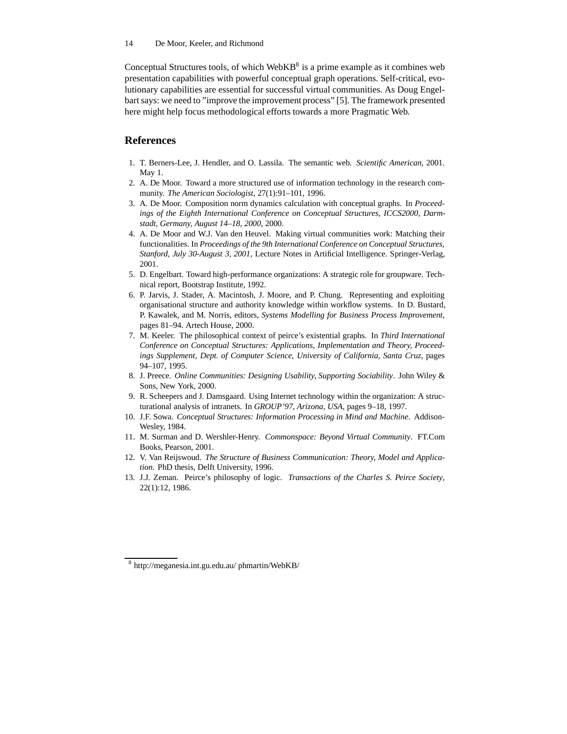Conceptual Structures tools, of which WebKB[8] is a prime example as it combines web presentation capabilities with powerful conceptual graph operations. Self-critical, evolutionary capabilities are essential for successful virtual communities. As Doug Engelbart says: we need to "improve the improvement process" [5]. The framework presented here might help focus methodological efforts towards a more Pragmatic Web.

## References

1. T. Berners-Lee, J. Hendler, and O. Lassila. The semantic web. *Scientific American*, 2001. May 1.
2. A. De Moor. Toward a more structured use of information technology in the research community. *The American Sociologist*, 27(1):91–101, 1996.
3. A. De Moor. Composition norm dynamics calculation with conceptual graphs. In *Proceedings of the Eighth International Conference on Conceptual Structures, ICCS2000, Darmstadt, Germany, August 14–18, 2000*, 2000.
4. A. De Moor and W.J. Van den Heuvel. Making virtual communities work: Matching their functionalities. In *Proceedings of the 9th International Conference on Conceptual Structures, Stanford, July 30-August 3, 2001*, Lecture Notes in Artificial Intelligence. Springer-Verlag, 2001.
5. D. Engelbart. Toward high-performance organizations: A strategic role for groupware. Technical report, Bootstrap Institute, 1992.
6. P. Jarvis, J. Stader, A. Macintosh, J. Moore, and P. Chung. Representing and exploiting organisational structure and authority knowledge within workflow systems. In D. Bustard, P. Kawalek, and M. Norris, editors, *Systems Modelling for Business Process Improvement*, pages 81–94. Artech House, 2000.
7. M. Keeler. The philosophical context of peirce's existential graphs. In *Third International Conference on Conceptual Structures: Applications, Implementation and Theory, Proceedings Supplement, Dept. of Computer Science, University of California, Santa Cruz*, pages 94–107, 1995.
8. J. Preece. *Online Communities: Designing Usability, Supporting Sociability*. John Wiley & Sons, New York, 2000.
9. R. Scheepers and J. Damsgaard. Using Internet technology within the organization: A structurational analysis of intranets. In *GROUP'97, Arizona, USA*, pages 9–18, 1997.
10. J.F. Sowa. *Conceptual Structures: Information Processing in Mind and Machine*. Addison-Wesley, 1984.
11. M. Surman and D. Wershler-Henry. *Commonspace: Beyond Virtual Community*. FT.Com Books, Pearson, 2001.
12. V. Van Reijswoud. *The Structure of Business Communication: Theory, Model and Application*. PhD thesis, Delft University, 1996.
13. J.J. Zeman. Peirce's philosophy of logic. *Transactions of the Charles S. Peirce Society*, 22(1):12, 1986.

[8] http://meganesia.int.gu.edu.au/ phmartin/WebKB/